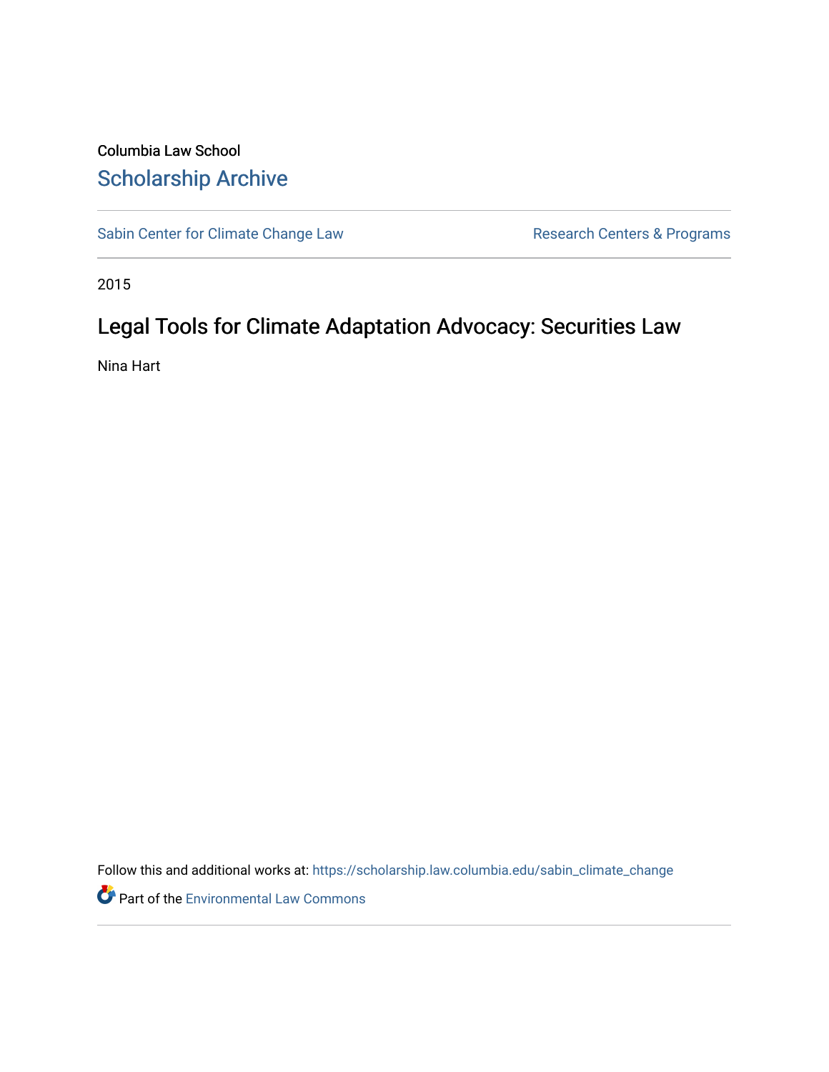Columbia Law School

Scholarship Archive

Sabin Center for Climate Change Law

Research Centers & Programs

2015

# Legal Tools for Climate Adaptation Advocacy: Securities Law

Nina Hart

Follow this and additional works at: https://scholarship.law.columbia.edu/sabin_climate_change

Part of the Environmental Law Commons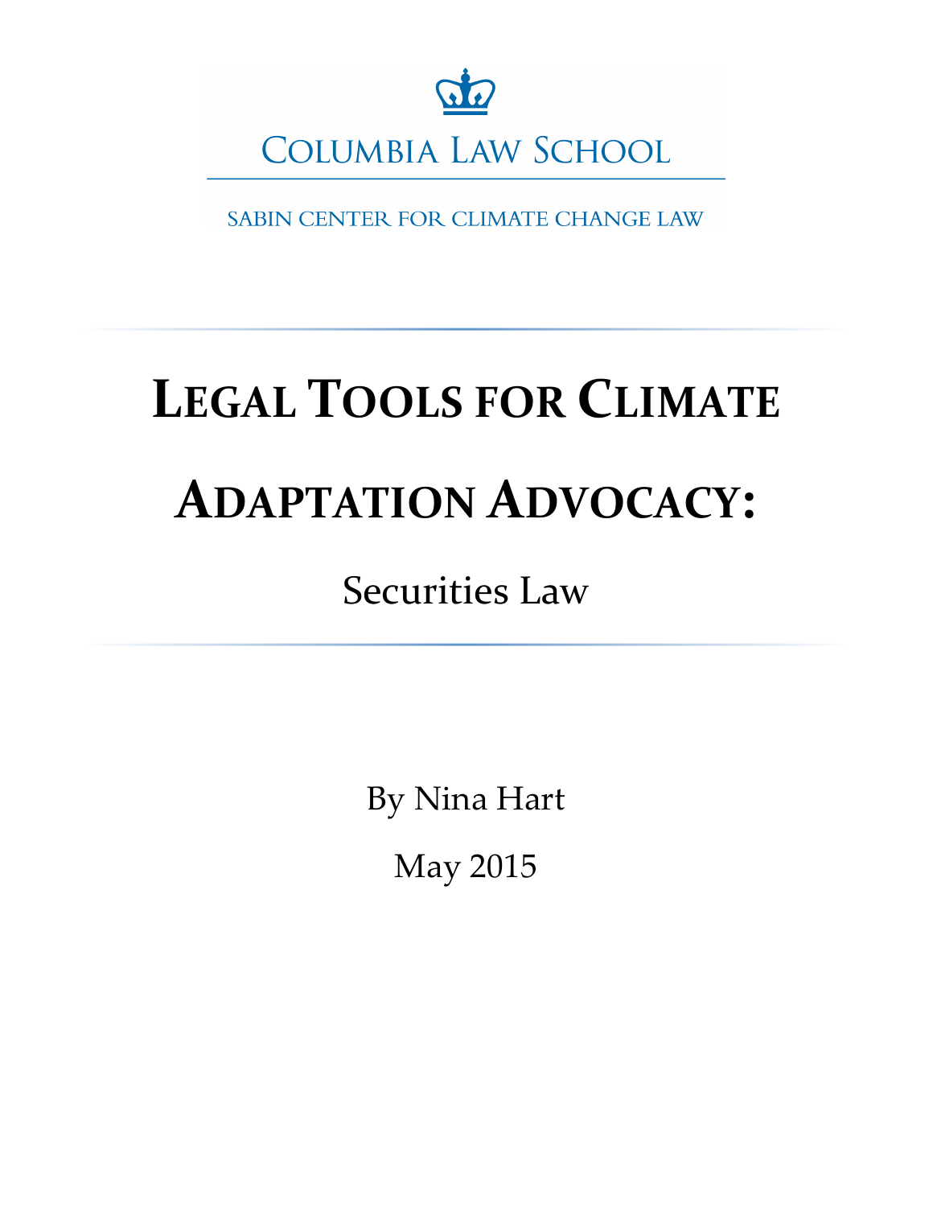COLUMBIA LAW SCHOOL

SABIN CENTER FOR CLIMATE CHANGE LAW

# LEGAL TOOLS FOR CLIMATE ADAPTATION ADVOCACY:

## Securities Law

By Nina Hart

May 2015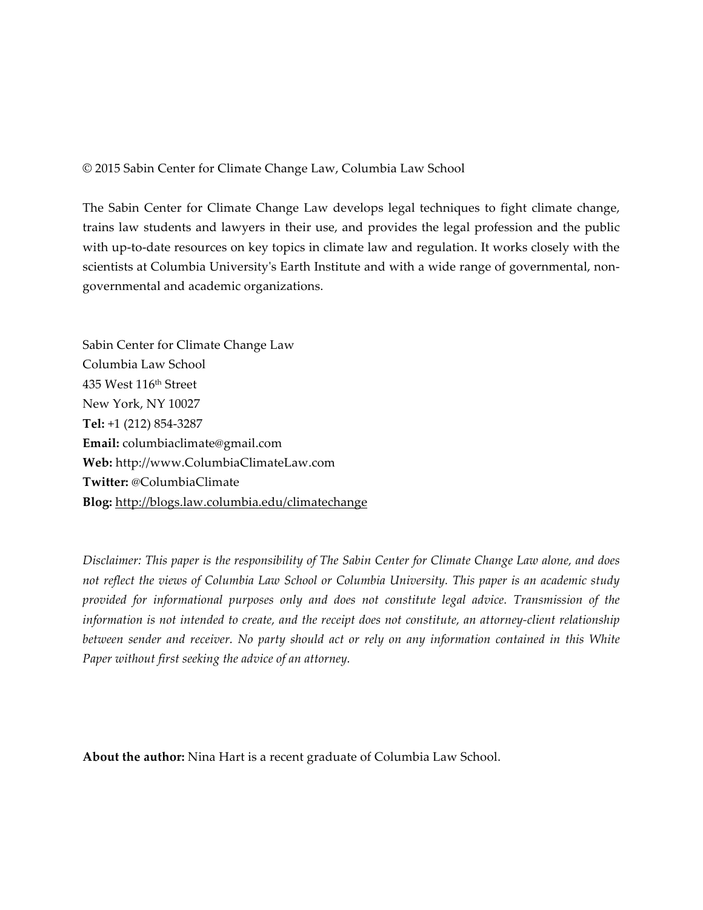© 2015 Sabin Center for Climate Change Law, Columbia Law School

The Sabin Center for Climate Change Law develops legal techniques to fight climate change, trains law students and lawyers in their use, and provides the legal profession and the public with up-to-date resources on key topics in climate law and regulation. It works closely with the scientists at Columbia University's Earth Institute and with a wide range of governmental, non-governmental and academic organizations.

Sabin Center for Climate Change Law
Columbia Law School
435 West 116th Street
New York, NY 10027
**Tel:** +1 (212) 854-3287
**Email:** columbiaclimate@gmail.com
**Web:** http://www.ColumbiaClimateLaw.com
**Twitter:** @ColumbiaClimate
**Blog:** http://blogs.law.columbia.edu/climatechange

*Disclaimer: This paper is the responsibility of The Sabin Center for Climate Change Law alone, and does not reflect the views of Columbia Law School or Columbia University. This paper is an academic study provided for informational purposes only and does not constitute legal advice. Transmission of the information is not intended to create, and the receipt does not constitute, an attorney-client relationship between sender and receiver. No party should act or rely on any information contained in this White Paper without first seeking the advice of an attorney.*

**About the author:** Nina Hart is a recent graduate of Columbia Law School.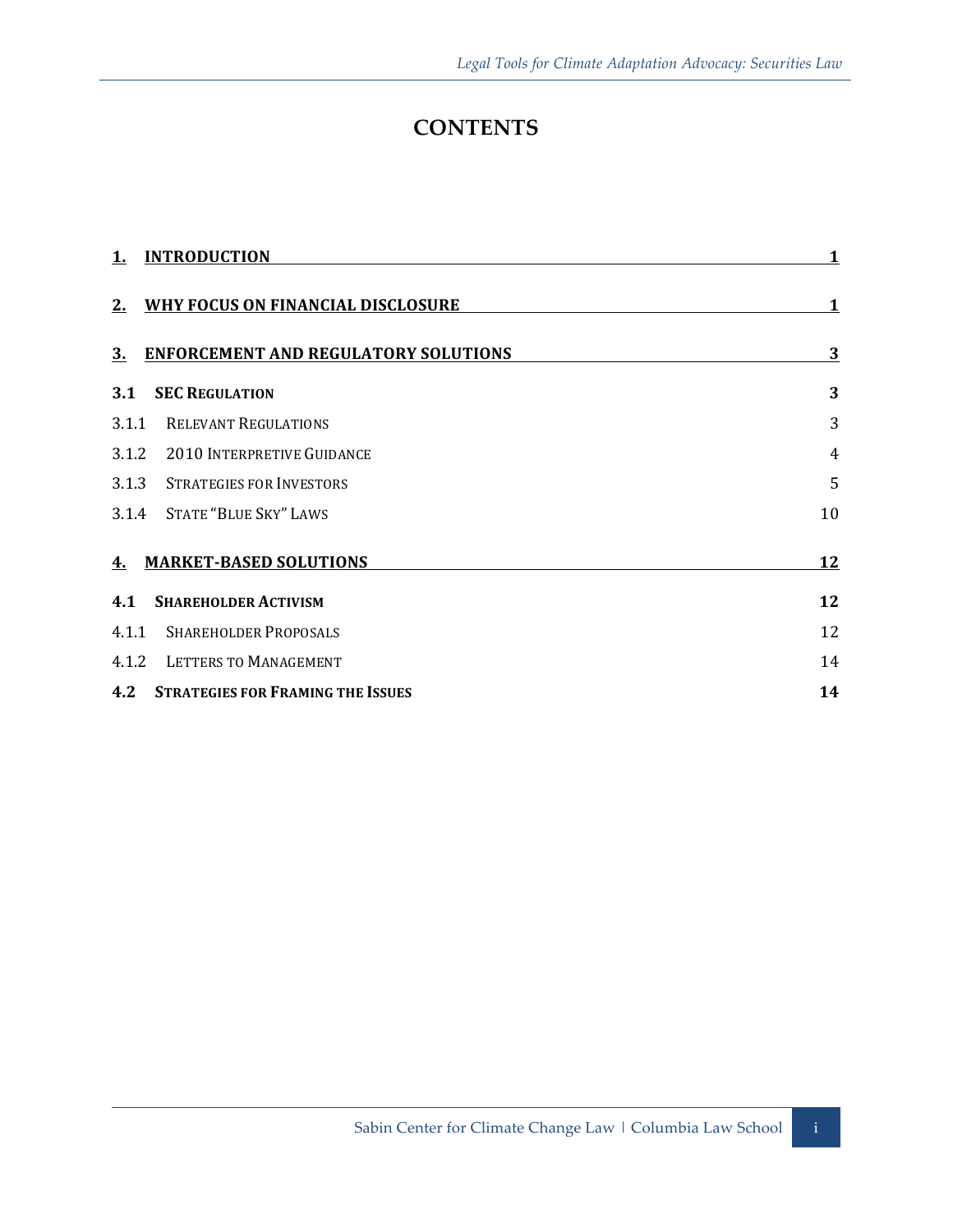# CONTENTS

| | | |
|---|---|---|
| **1.** | **INTRODUCTION** | **1** |
| **2.** | **WHY FOCUS ON FINANCIAL DISCLOSURE** | **1** |
| **3.** | **ENFORCEMENT AND REGULATORY SOLUTIONS** | **3** |
| **3.1** | **SEC REGULATION** | **3** |
| 3.1.1 | RELEVANT REGULATIONS | 3 |
| 3.1.2 | 2010 INTERPRETIVE GUIDANCE | 4 |
| 3.1.3 | STRATEGIES FOR INVESTORS | 5 |
| 3.1.4 | STATE "BLUE SKY" LAWS | 10 |
| **4.** | **MARKET-BASED SOLUTIONS** | **12** |
| **4.1** | **SHAREHOLDER ACTIVISM** | **12** |
| 4.1.1 | SHAREHOLDER PROPOSALS | 12 |
| 4.1.2 | LETTERS TO MANAGEMENT | 14 |
| **4.2** | **STRATEGIES FOR FRAMING THE ISSUES** | **14** |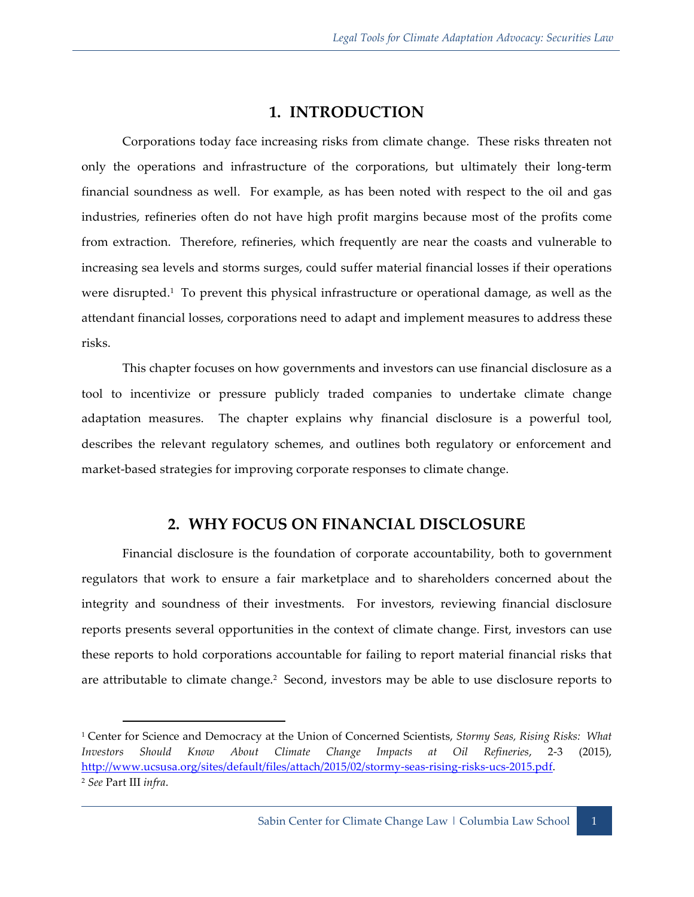## 1. INTRODUCTION

Corporations today face increasing risks from climate change. These risks threaten not only the operations and infrastructure of the corporations, but ultimately their long-term financial soundness as well. For example, as has been noted with respect to the oil and gas industries, refineries often do not have high profit margins because most of the profits come from extraction. Therefore, refineries, which frequently are near the coasts and vulnerable to increasing sea levels and storms surges, could suffer material financial losses if their operations were disrupted.[1] To prevent this physical infrastructure or operational damage, as well as the attendant financial losses, corporations need to adapt and implement measures to address these risks.

This chapter focuses on how governments and investors can use financial disclosure as a tool to incentivize or pressure publicly traded companies to undertake climate change adaptation measures. The chapter explains why financial disclosure is a powerful tool, describes the relevant regulatory schemes, and outlines both regulatory or enforcement and market-based strategies for improving corporate responses to climate change.

## 2. WHY FOCUS ON FINANCIAL DISCLOSURE

Financial disclosure is the foundation of corporate accountability, both to government regulators that work to ensure a fair marketplace and to shareholders concerned about the integrity and soundness of their investments. For investors, reviewing financial disclosure reports presents several opportunities in the context of climate change. First, investors can use these reports to hold corporations accountable for failing to report material financial risks that are attributable to climate change.[2] Second, investors may be able to use disclosure reports to

---

[1] Center for Science and Democracy at the Union of Concerned Scientists, *Stormy Seas, Rising Risks: What Investors Should Know About Climate Change Impacts at Oil Refineries*, 2-3 (2015), http://www.ucsusa.org/sites/default/files/attach/2015/02/stormy-seas-rising-risks-ucs-2015.pdf.

[2] *See* Part III *infra*.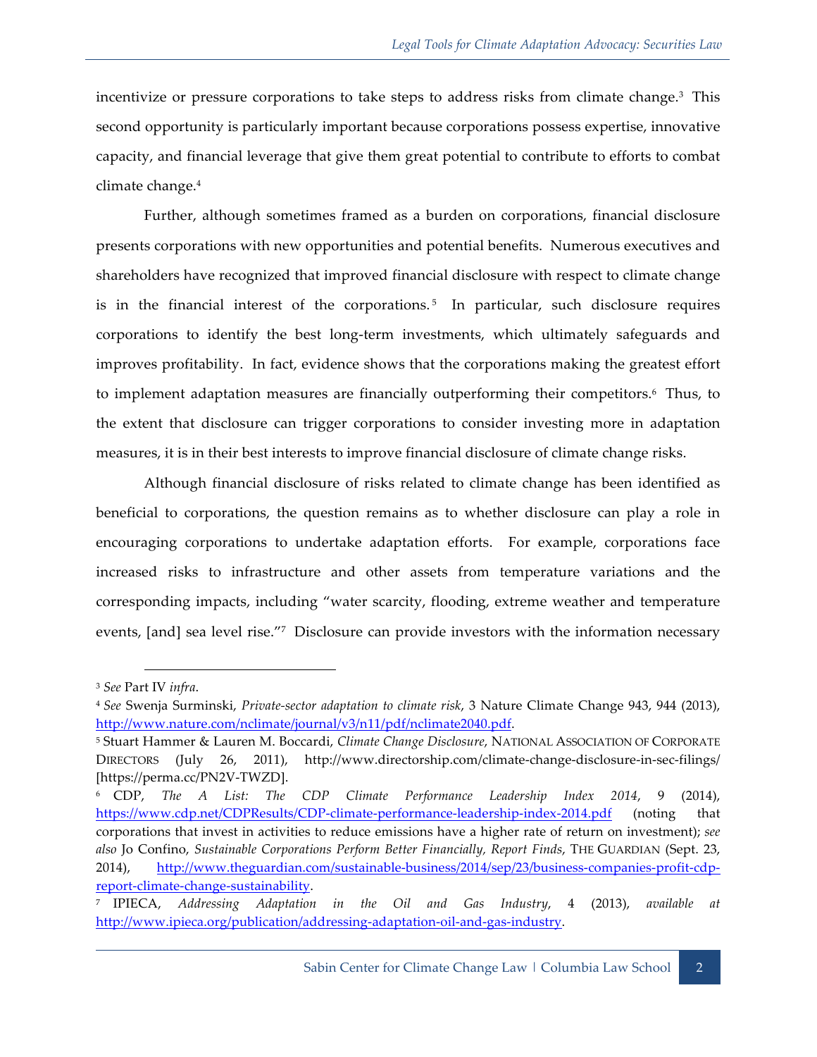incentivize or pressure corporations to take steps to address risks from climate change.[3] This second opportunity is particularly important because corporations possess expertise, innovative capacity, and financial leverage that give them great potential to contribute to efforts to combat climate change.[4]

Further, although sometimes framed as a burden on corporations, financial disclosure presents corporations with new opportunities and potential benefits. Numerous executives and shareholders have recognized that improved financial disclosure with respect to climate change is in the financial interest of the corporations.[5] In particular, such disclosure requires corporations to identify the best long-term investments, which ultimately safeguards and improves profitability. In fact, evidence shows that the corporations making the greatest effort to implement adaptation measures are financially outperforming their competitors.[6] Thus, to the extent that disclosure can trigger corporations to consider investing more in adaptation measures, it is in their best interests to improve financial disclosure of climate change risks.

Although financial disclosure of risks related to climate change has been identified as beneficial to corporations, the question remains as to whether disclosure can play a role in encouraging corporations to undertake adaptation efforts. For example, corporations face increased risks to infrastructure and other assets from temperature variations and the corresponding impacts, including "water scarcity, flooding, extreme weather and temperature events, [and] sea level rise."[7] Disclosure can provide investors with the information necessary

---

[3] *See* Part IV *infra*.

[4] *See* Swenja Surminski, *Private-sector adaptation to climate risk*, 3 Nature Climate Change 943, 944 (2013), http://www.nature.com/nclimate/journal/v3/n11/pdf/nclimate2040.pdf.

[5] Stuart Hammer & Lauren M. Boccardi, *Climate Change Disclosure*, NATIONAL ASSOCIATION OF CORPORATE DIRECTORS (July 26, 2011), http://www.directorship.com/climate-change-disclosure-in-sec-filings/ [https://perma.cc/PN2V-TWZD].

[6] CDP, *The A List: The CDP Climate Performance Leadership Index 2014*, 9 (2014), https://www.cdp.net/CDPResults/CDP-climate-performance-leadership-index-2014.pdf (noting that corporations that invest in activities to reduce emissions have a higher rate of return on investment); *see also* Jo Confino, *Sustainable Corporations Perform Better Financially, Report Finds*, THE GUARDIAN (Sept. 23, 2014), http://www.theguardian.com/sustainable-business/2014/sep/23/business-companies-profit-cdp-report-climate-change-sustainability.

[7] IPIECA, *Addressing Adaptation in the Oil and Gas Industry*, 4 (2013), *available at* http://www.ipieca.org/publication/addressing-adaptation-oil-and-gas-industry.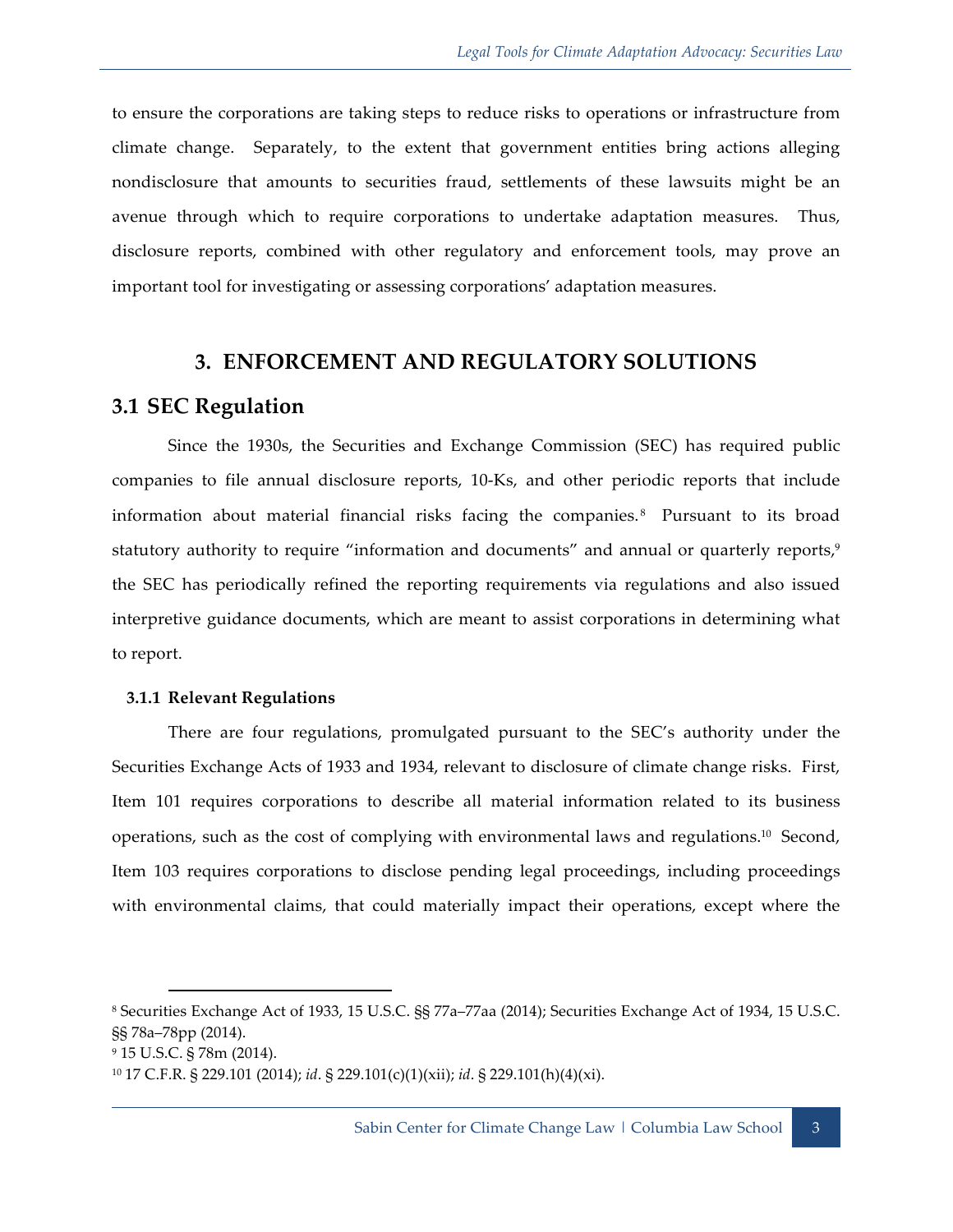to ensure the corporations are taking steps to reduce risks to operations or infrastructure from climate change. Separately, to the extent that government entities bring actions alleging nondisclosure that amounts to securities fraud, settlements of these lawsuits might be an avenue through which to require corporations to undertake adaptation measures. Thus, disclosure reports, combined with other regulatory and enforcement tools, may prove an important tool for investigating or assessing corporations' adaptation measures.

# 3. ENFORCEMENT AND REGULATORY SOLUTIONS

## 3.1 SEC Regulation

Since the 1930s, the Securities and Exchange Commission (SEC) has required public companies to file annual disclosure reports, 10-Ks, and other periodic reports that include information about material financial risks facing the companies.[8] Pursuant to its broad statutory authority to require "information and documents" and annual or quarterly reports,[9] the SEC has periodically refined the reporting requirements via regulations and also issued interpretive guidance documents, which are meant to assist corporations in determining what to report.

### 3.1.1 Relevant Regulations

There are four regulations, promulgated pursuant to the SEC's authority under the Securities Exchange Acts of 1933 and 1934, relevant to disclosure of climate change risks. First, Item 101 requires corporations to describe all material information related to its business operations, such as the cost of complying with environmental laws and regulations.[10] Second, Item 103 requires corporations to disclose pending legal proceedings, including proceedings with environmental claims, that could materially impact their operations, except where the

---

[8] Securities Exchange Act of 1933, 15 U.S.C. §§ 77a–77aa (2014); Securities Exchange Act of 1934, 15 U.S.C. §§ 78a–78pp (2014).

[9] 15 U.S.C. § 78m (2014).

[10] 17 C.F.R. § 229.101 (2014); *id*. § 229.101(c)(1)(xii); *id*. § 229.101(h)(4)(xi).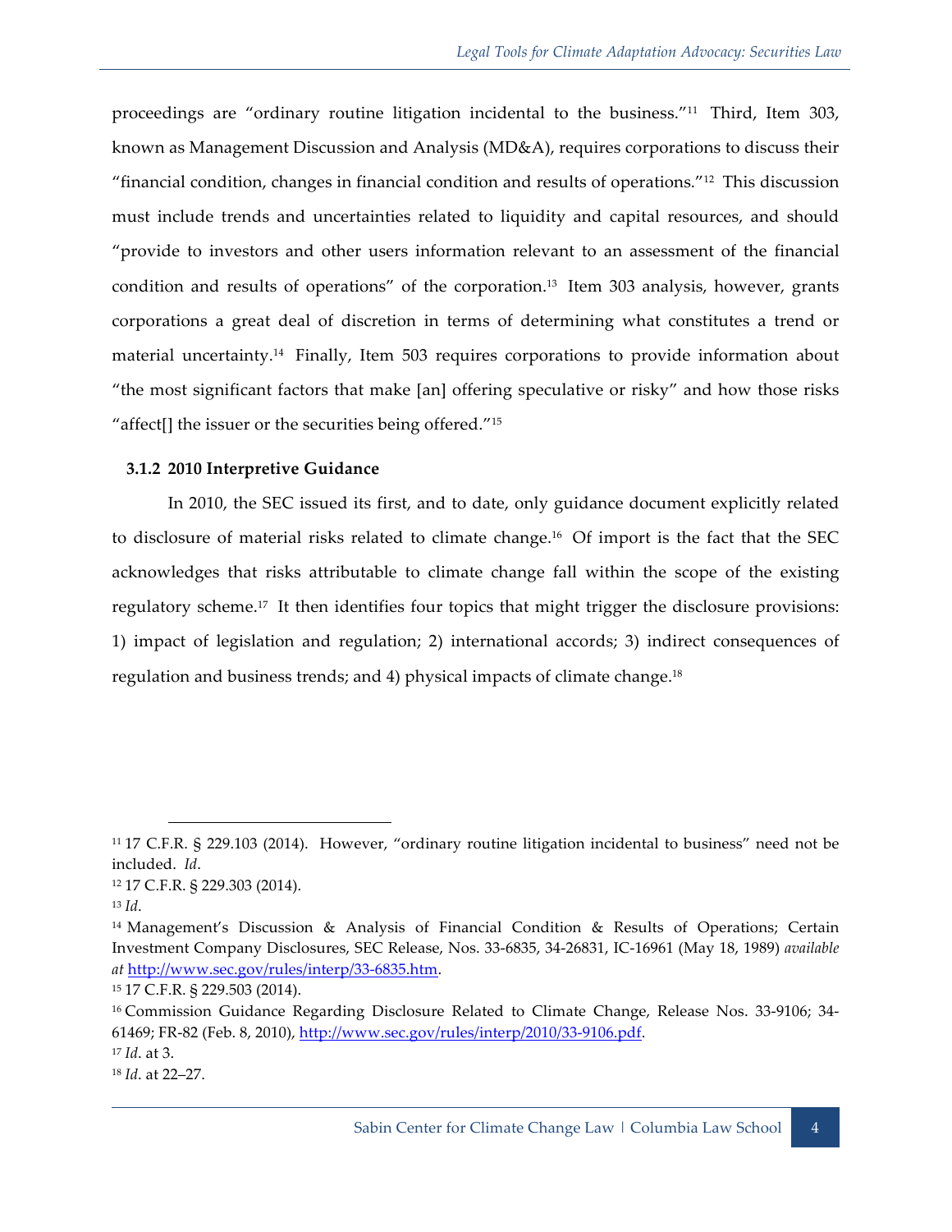proceedings are "ordinary routine litigation incidental to the business."[11] Third, Item 303, known as Management Discussion and Analysis (MD&A), requires corporations to discuss their "financial condition, changes in financial condition and results of operations."[12] This discussion must include trends and uncertainties related to liquidity and capital resources, and should "provide to investors and other users information relevant to an assessment of the financial condition and results of operations" of the corporation.[13] Item 303 analysis, however, grants corporations a great deal of discretion in terms of determining what constitutes a trend or material uncertainty.[14] Finally, Item 503 requires corporations to provide information about "the most significant factors that make [an] offering speculative or risky" and how those risks "affect[] the issuer or the securities being offered."[15]

### 3.1.2 2010 Interpretive Guidance

In 2010, the SEC issued its first, and to date, only guidance document explicitly related to disclosure of material risks related to climate change.[16] Of import is the fact that the SEC acknowledges that risks attributable to climate change fall within the scope of the existing regulatory scheme.[17] It then identifies four topics that might trigger the disclosure provisions: 1) impact of legislation and regulation; 2) international accords; 3) indirect consequences of regulation and business trends; and 4) physical impacts of climate change.[18]

---

[11] 17 C.F.R. § 229.103 (2014). However, "ordinary routine litigation incidental to business" need not be included. *Id*.

[12] 17 C.F.R. § 229.303 (2014).

[13] *Id*.

[14] Management's Discussion & Analysis of Financial Condition & Results of Operations; Certain Investment Company Disclosures, SEC Release, Nos. 33-6835, 34-26831, IC-16961 (May 18, 1989) *available at* http://www.sec.gov/rules/interp/33-6835.htm.

[15] 17 C.F.R. § 229.503 (2014).

[16] Commission Guidance Regarding Disclosure Related to Climate Change, Release Nos. 33-9106; 34-61469; FR-82 (Feb. 8, 2010), http://www.sec.gov/rules/interp/2010/33-9106.pdf.

[17] *Id*. at 3.

[18] *Id*. at 22–27.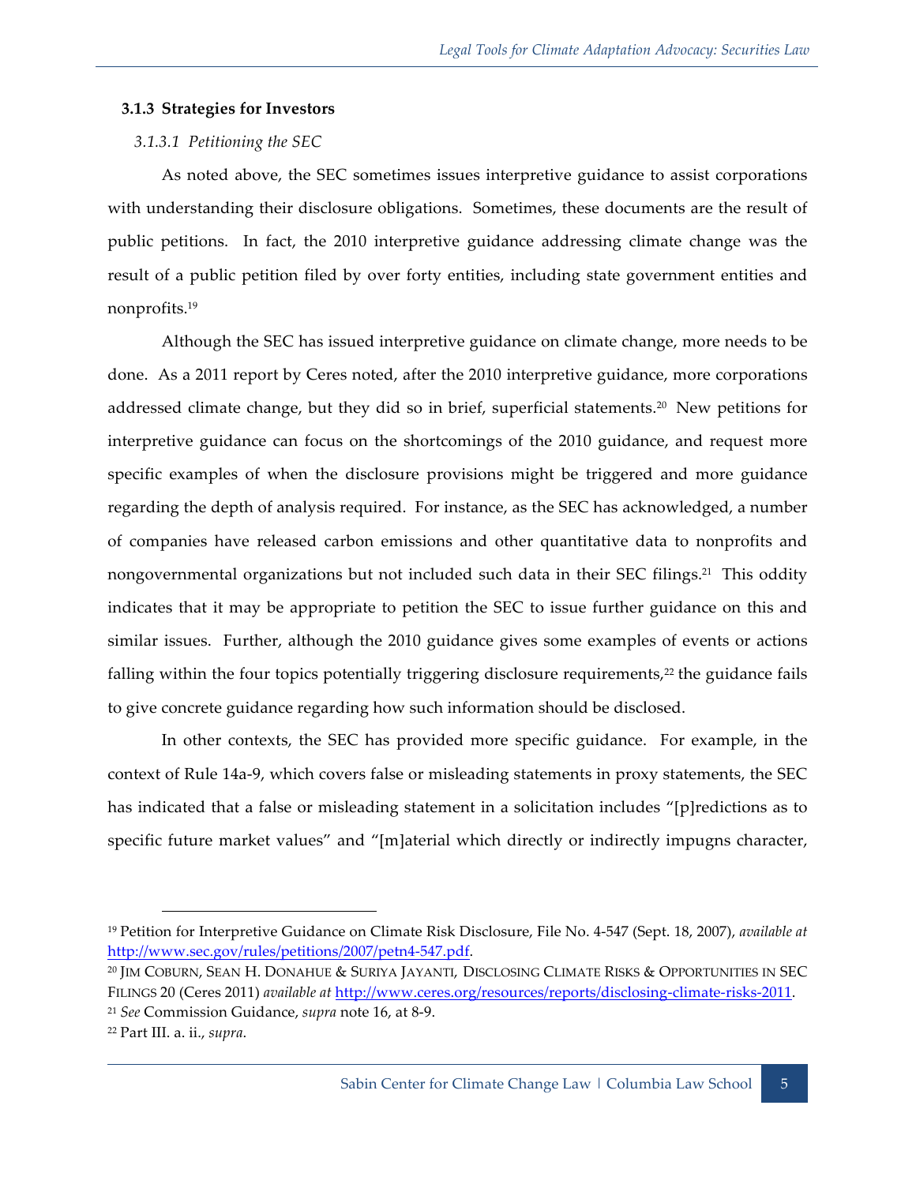### 3.1.3 Strategies for Investors

#### *3.1.3.1 Petitioning the SEC*

As noted above, the SEC sometimes issues interpretive guidance to assist corporations with understanding their disclosure obligations. Sometimes, these documents are the result of public petitions. In fact, the 2010 interpretive guidance addressing climate change was the result of a public petition filed by over forty entities, including state government entities and nonprofits.[19]

Although the SEC has issued interpretive guidance on climate change, more needs to be done. As a 2011 report by Ceres noted, after the 2010 interpretive guidance, more corporations addressed climate change, but they did so in brief, superficial statements.[20] New petitions for interpretive guidance can focus on the shortcomings of the 2010 guidance, and request more specific examples of when the disclosure provisions might be triggered and more guidance regarding the depth of analysis required. For instance, as the SEC has acknowledged, a number of companies have released carbon emissions and other quantitative data to nonprofits and nongovernmental organizations but not included such data in their SEC filings.[21] This oddity indicates that it may be appropriate to petition the SEC to issue further guidance on this and similar issues. Further, although the 2010 guidance gives some examples of events or actions falling within the four topics potentially triggering disclosure requirements,[22] the guidance fails to give concrete guidance regarding how such information should be disclosed.

In other contexts, the SEC has provided more specific guidance. For example, in the context of Rule 14a-9, which covers false or misleading statements in proxy statements, the SEC has indicated that a false or misleading statement in a solicitation includes "[p]redictions as to specific future market values" and "[m]aterial which directly or indirectly impugns character,

---

[19] Petition for Interpretive Guidance on Climate Risk Disclosure, File No. 4-547 (Sept. 18, 2007), *available at* http://www.sec.gov/rules/petitions/2007/petn4-547.pdf.

[20] JIM COBURN, SEAN H. DONAHUE & SURIYA JAYANTI, DISCLOSING CLIMATE RISKS & OPPORTUNITIES IN SEC FILINGS 20 (Ceres 2011) *available at* http://www.ceres.org/resources/reports/disclosing-climate-risks-2011.

[21] *See* Commission Guidance, *supra* note 16, at 8-9.

[22] Part III. a. ii., *supra*.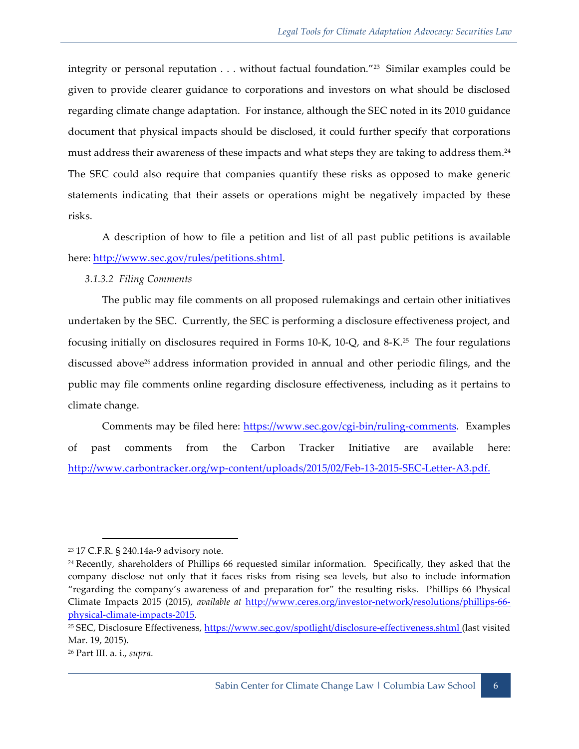integrity or personal reputation . . . without factual foundation."[23] Similar examples could be given to provide clearer guidance to corporations and investors on what should be disclosed regarding climate change adaptation. For instance, although the SEC noted in its 2010 guidance document that physical impacts should be disclosed, it could further specify that corporations must address their awareness of these impacts and what steps they are taking to address them.[24] The SEC could also require that companies quantify these risks as opposed to make generic statements indicating that their assets or operations might be negatively impacted by these risks.

A description of how to file a petition and list of all past public petitions is available here: http://www.sec.gov/rules/petitions.shtml.

#### *3.1.3.2 Filing Comments*

The public may file comments on all proposed rulemakings and certain other initiatives undertaken by the SEC. Currently, the SEC is performing a disclosure effectiveness project, and focusing initially on disclosures required in Forms 10-K, 10-Q, and 8-K.[25] The four regulations discussed above[26] address information provided in annual and other periodic filings, and the public may file comments online regarding disclosure effectiveness, including as it pertains to climate change.

Comments may be filed here: https://www.sec.gov/cgi-bin/ruling-comments. Examples of past comments from the Carbon Tracker Initiative are available here: http://www.carbontracker.org/wp-content/uploads/2015/02/Feb-13-2015-SEC-Letter-A3.pdf.

---

[23] 17 C.F.R. § 240.14a-9 advisory note.

[24] Recently, shareholders of Phillips 66 requested similar information. Specifically, they asked that the company disclose not only that it faces risks from rising sea levels, but also to include information "regarding the company's awareness of and preparation for" the resulting risks. Phillips 66 Physical Climate Impacts 2015 (2015), *available at* http://www.ceres.org/investor-network/resolutions/phillips-66-physical-climate-impacts-2015.

[25] SEC, Disclosure Effectiveness, https://www.sec.gov/spotlight/disclosure-effectiveness.shtml (last visited Mar. 19, 2015).

[26] Part III. a. i., *supra*.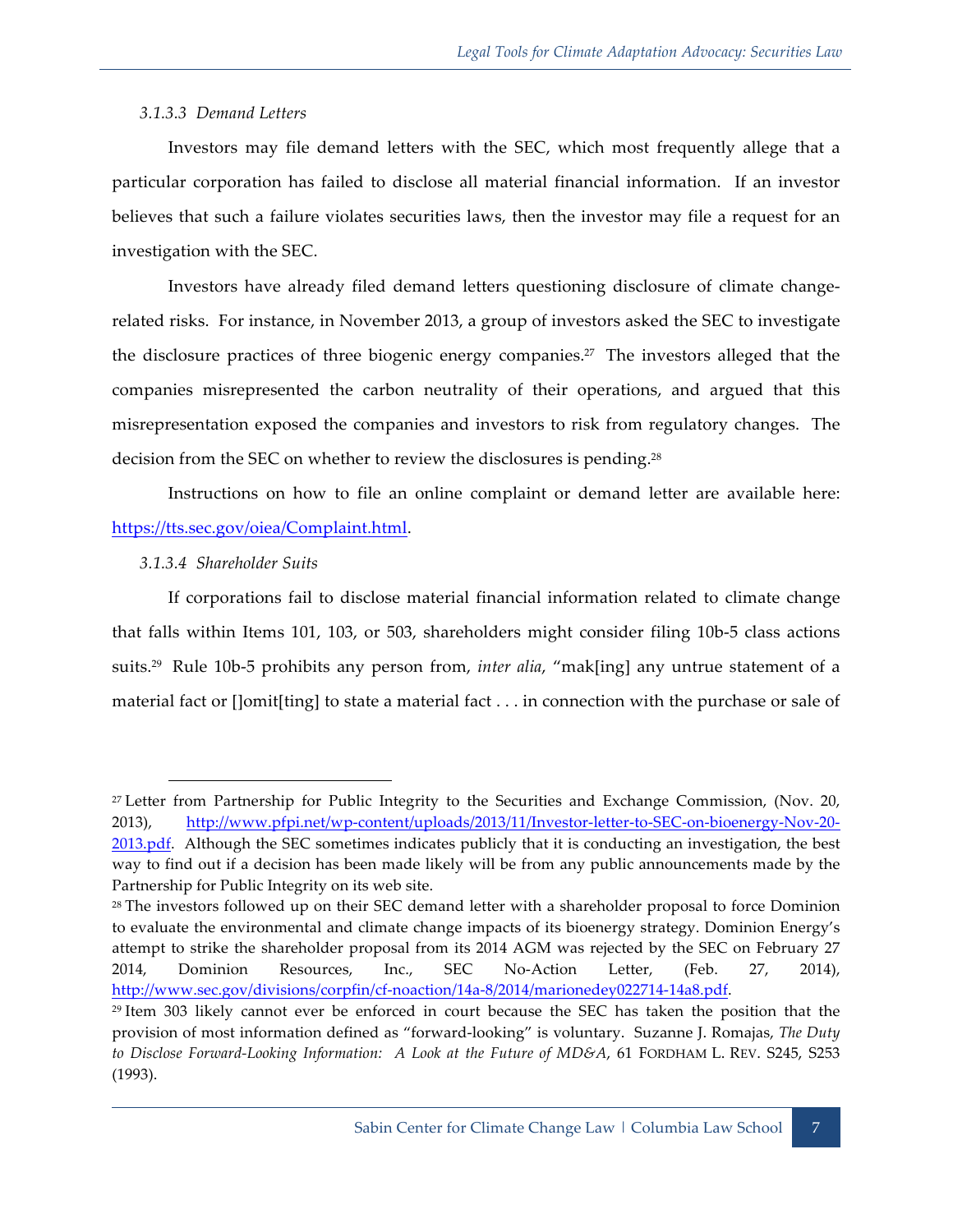*3.1.3.3 Demand Letters*

Investors may file demand letters with the SEC, which most frequently allege that a particular corporation has failed to disclose all material financial information. If an investor believes that such a failure violates securities laws, then the investor may file a request for an investigation with the SEC.

Investors have already filed demand letters questioning disclosure of climate change-related risks. For instance, in November 2013, a group of investors asked the SEC to investigate the disclosure practices of three biogenic energy companies.[27] The investors alleged that the companies misrepresented the carbon neutrality of their operations, and argued that this misrepresentation exposed the companies and investors to risk from regulatory changes. The decision from the SEC on whether to review the disclosures is pending.[28]

Instructions on how to file an online complaint or demand letter are available here: https://tts.sec.gov/oiea/Complaint.html.

*3.1.3.4 Shareholder Suits*

If corporations fail to disclose material financial information related to climate change that falls within Items 101, 103, or 503, shareholders might consider filing 10b-5 class actions suits.[29] Rule 10b-5 prohibits any person from, *inter alia*, "mak[ing] any untrue statement of a material fact or []omit[ting] to state a material fact . . . in connection with the purchase or sale of

---

[27] Letter from Partnership for Public Integrity to the Securities and Exchange Commission, (Nov. 20, 2013), http://www.pfpi.net/wp-content/uploads/2013/11/Investor-letter-to-SEC-on-bioenergy-Nov-20-2013.pdf. Although the SEC sometimes indicates publicly that it is conducting an investigation, the best way to find out if a decision has been made likely will be from any public announcements made by the Partnership for Public Integrity on its web site.

[28] The investors followed up on their SEC demand letter with a shareholder proposal to force Dominion to evaluate the environmental and climate change impacts of its bioenergy strategy. Dominion Energy's attempt to strike the shareholder proposal from its 2014 AGM was rejected by the SEC on February 27 2014, Dominion Resources, Inc., SEC No-Action Letter, (Feb. 27, 2014), http://www.sec.gov/divisions/corpfin/cf-noaction/14a-8/2014/marionedey022714-14a8.pdf.

[29] Item 303 likely cannot ever be enforced in court because the SEC has taken the position that the provision of most information defined as "forward-looking" is voluntary. Suzanne J. Romajas, *The Duty to Disclose Forward-Looking Information: A Look at the Future of MD&A*, 61 FORDHAM L. REV. S245, S253 (1993).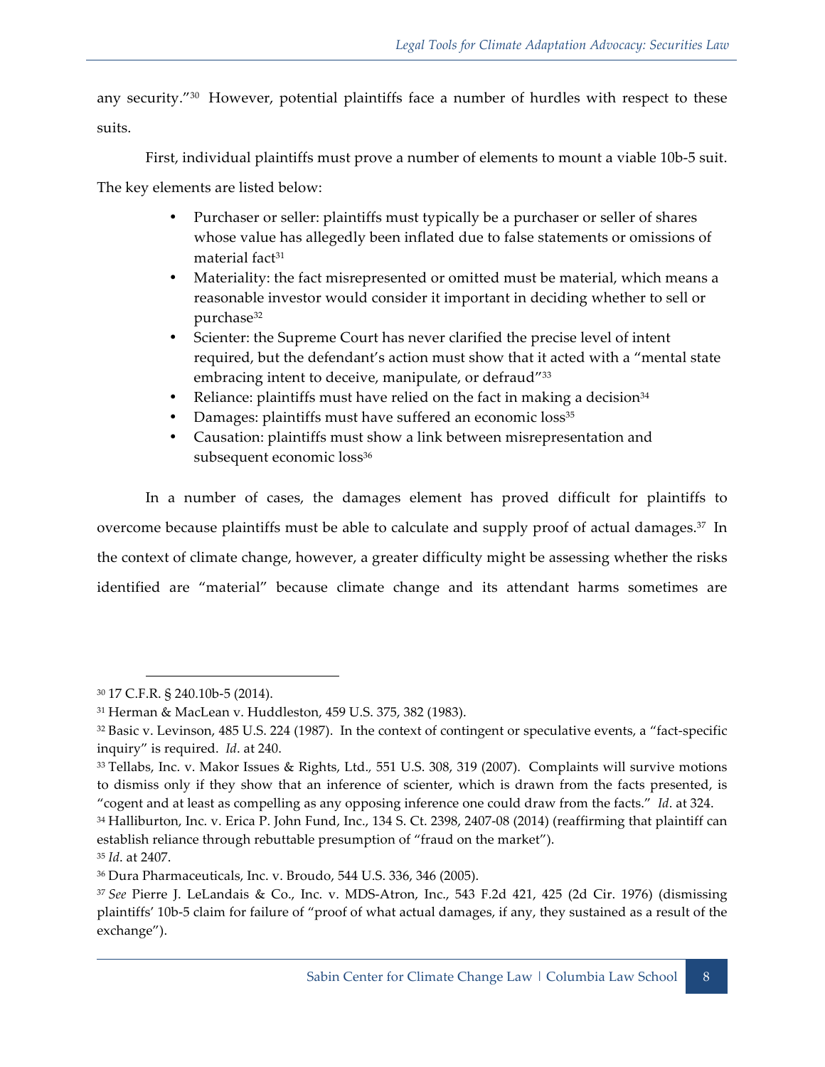any security."[30] However, potential plaintiffs face a number of hurdles with respect to these suits.

First, individual plaintiffs must prove a number of elements to mount a viable 10b-5 suit. The key elements are listed below:

- Purchaser or seller: plaintiffs must typically be a purchaser or seller of shares whose value has allegedly been inflated due to false statements or omissions of material fact[31]
- Materiality: the fact misrepresented or omitted must be material, which means a reasonable investor would consider it important in deciding whether to sell or purchase[32]
- Scienter: the Supreme Court has never clarified the precise level of intent required, but the defendant's action must show that it acted with a "mental state embracing intent to deceive, manipulate, or defraud"[33]
- Reliance: plaintiffs must have relied on the fact in making a decision[34]
- Damages: plaintiffs must have suffered an economic loss[35]
- Causation: plaintiffs must show a link between misrepresentation and subsequent economic loss[36]

In a number of cases, the damages element has proved difficult for plaintiffs to overcome because plaintiffs must be able to calculate and supply proof of actual damages.[37] In the context of climate change, however, a greater difficulty might be assessing whether the risks identified are "material" because climate change and its attendant harms sometimes are

---

[30] 17 C.F.R. § 240.10b-5 (2014).

[31] Herman & MacLean v. Huddleston, 459 U.S. 375, 382 (1983).

[32] Basic v. Levinson, 485 U.S. 224 (1987). In the context of contingent or speculative events, a "fact-specific inquiry" is required. *Id*. at 240.

[33] Tellabs, Inc. v. Makor Issues & Rights, Ltd., 551 U.S. 308, 319 (2007). Complaints will survive motions to dismiss only if they show that an inference of scienter, which is drawn from the facts presented, is "cogent and at least as compelling as any opposing inference one could draw from the facts." *Id*. at 324.

[34] Halliburton, Inc. v. Erica P. John Fund, Inc., 134 S. Ct. 2398, 2407-08 (2014) (reaffirming that plaintiff can establish reliance through rebuttable presumption of "fraud on the market").

[35] *Id*. at 2407.

[36] Dura Pharmaceuticals, Inc. v. Broudo, 544 U.S. 336, 346 (2005).

[37] *See* Pierre J. LeLandais & Co., Inc. v. MDS-Atron, Inc., 543 F.2d 421, 425 (2d Cir. 1976) (dismissing plaintiffs' 10b-5 claim for failure of "proof of what actual damages, if any, they sustained as a result of the exchange").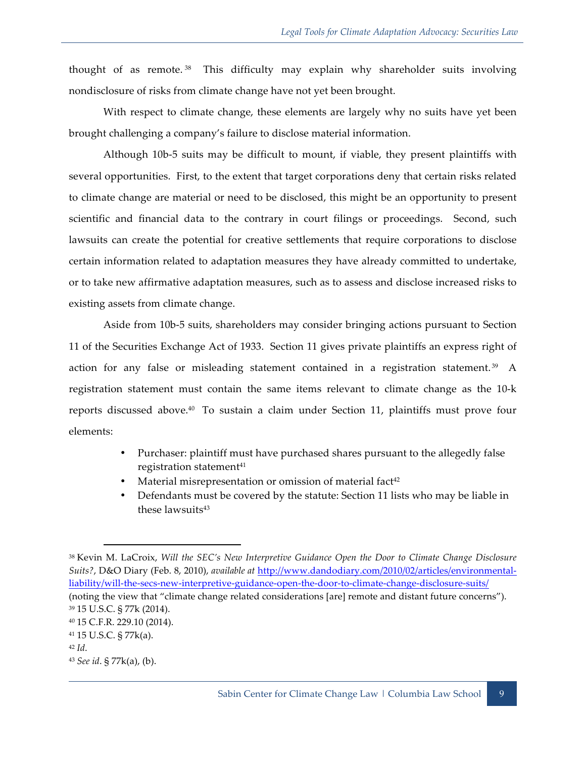thought of as remote.[38] This difficulty may explain why shareholder suits involving nondisclosure of risks from climate change have not yet been brought.

With respect to climate change, these elements are largely why no suits have yet been brought challenging a company's failure to disclose material information.

Although 10b-5 suits may be difficult to mount, if viable, they present plaintiffs with several opportunities. First, to the extent that target corporations deny that certain risks related to climate change are material or need to be disclosed, this might be an opportunity to present scientific and financial data to the contrary in court filings or proceedings. Second, such lawsuits can create the potential for creative settlements that require corporations to disclose certain information related to adaptation measures they have already committed to undertake, or to take new affirmative adaptation measures, such as to assess and disclose increased risks to existing assets from climate change.

Aside from 10b-5 suits, shareholders may consider bringing actions pursuant to Section 11 of the Securities Exchange Act of 1933. Section 11 gives private plaintiffs an express right of action for any false or misleading statement contained in a registration statement.[39] A registration statement must contain the same items relevant to climate change as the 10-k reports discussed above.[40] To sustain a claim under Section 11, plaintiffs must prove four elements:

- Purchaser: plaintiff must have purchased shares pursuant to the allegedly false registration statement[41]
- Material misrepresentation or omission of material fact[42]
- Defendants must be covered by the statute: Section 11 lists who may be liable in these lawsuits[43]

---

[38] Kevin M. LaCroix, *Will the SEC's New Interpretive Guidance Open the Door to Climate Change Disclosure Suits?*, D&O Diary (Feb. 8, 2010), *available at* http://www.dandodiary.com/2010/02/articles/environmental-liability/will-the-secs-new-interpretive-guidance-open-the-door-to-climate-change-disclosure-suits/ (noting the view that "climate change related considerations [are] remote and distant future concerns").

[39] 15 U.S.C. § 77k (2014).

[40] 15 C.F.R. 229.10 (2014).

[41] 15 U.S.C. § 77k(a).

[42] *Id*.

[43] *See id*. § 77k(a), (b).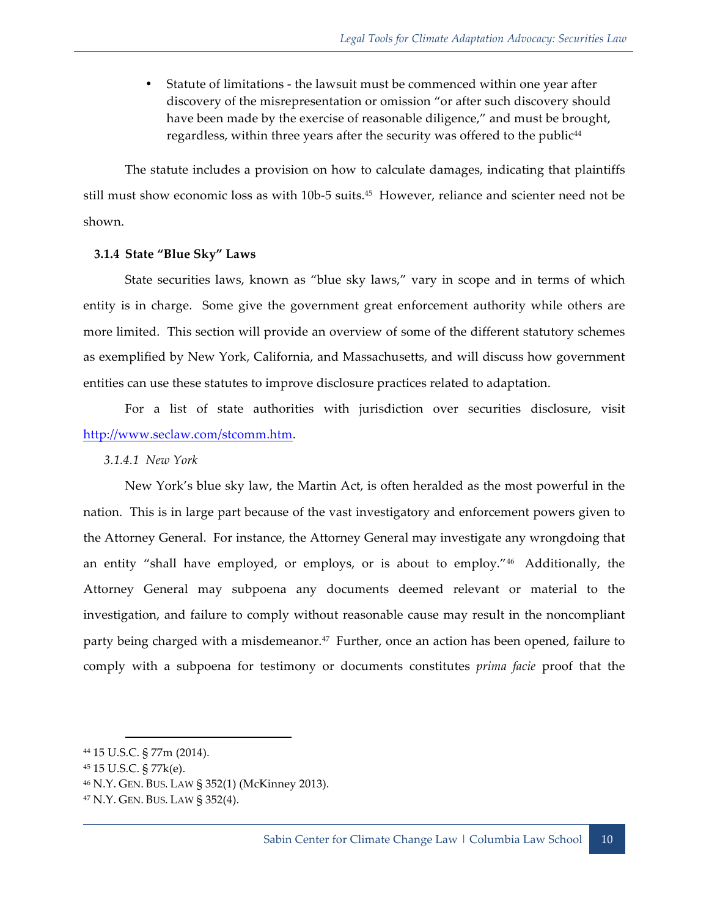- Statute of limitations - the lawsuit must be commenced within one year after discovery of the misrepresentation or omission "or after such discovery should have been made by the exercise of reasonable diligence," and must be brought, regardless, within three years after the security was offered to the public[44]

The statute includes a provision on how to calculate damages, indicating that plaintiffs still must show economic loss as with 10b-5 suits.[45] However, reliance and scienter need not be shown.

### 3.1.4 State "Blue Sky" Laws

State securities laws, known as "blue sky laws," vary in scope and in terms of which entity is in charge. Some give the government great enforcement authority while others are more limited. This section will provide an overview of some of the different statutory schemes as exemplified by New York, California, and Massachusetts, and will discuss how government entities can use these statutes to improve disclosure practices related to adaptation.

For a list of state authorities with jurisdiction over securities disclosure, visit [http://www.seclaw.com/stcomm.htm](http://www.seclaw.com/stcomm.htm).

#### *3.1.4.1 New York*

New York's blue sky law, the Martin Act, is often heralded as the most powerful in the nation. This is in large part because of the vast investigatory and enforcement powers given to the Attorney General. For instance, the Attorney General may investigate any wrongdoing that an entity "shall have employed, or employs, or is about to employ."[46] Additionally, the Attorney General may subpoena any documents deemed relevant or material to the investigation, and failure to comply without reasonable cause may result in the noncompliant party being charged with a misdemeanor.[47] Further, once an action has been opened, failure to comply with a subpoena for testimony or documents constitutes *prima facie* proof that the

---

[44] 15 U.S.C. § 77m (2014).

[45] 15 U.S.C. § 77k(e).

[46] N.Y. GEN. BUS. LAW § 352(1) (McKinney 2013).

[47] N.Y. GEN. BUS. LAW § 352(4).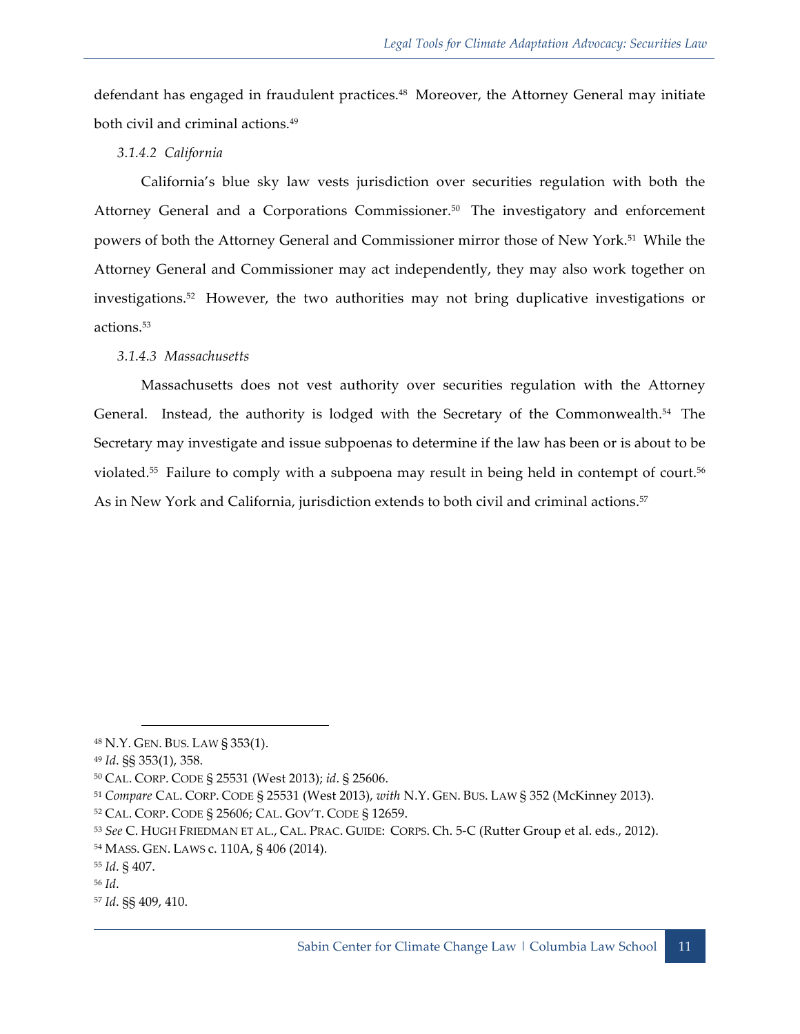defendant has engaged in fraudulent practices.[48] Moreover, the Attorney General may initiate both civil and criminal actions.[49]

#### *3.1.4.2 California*

California's blue sky law vests jurisdiction over securities regulation with both the Attorney General and a Corporations Commissioner.[50] The investigatory and enforcement powers of both the Attorney General and Commissioner mirror those of New York.[51] While the Attorney General and Commissioner may act independently, they may also work together on investigations.[52] However, the two authorities may not bring duplicative investigations or actions.[53]

#### *3.1.4.3 Massachusetts*

Massachusetts does not vest authority over securities regulation with the Attorney General. Instead, the authority is lodged with the Secretary of the Commonwealth.[54] The Secretary may investigate and issue subpoenas to determine if the law has been or is about to be violated.[55] Failure to comply with a subpoena may result in being held in contempt of court.[56] As in New York and California, jurisdiction extends to both civil and criminal actions.[57]

---

[48] N.Y. GEN. BUS. LAW § 353(1).

[49] *Id*. §§ 353(1), 358.

[50] CAL. CORP. CODE § 25531 (West 2013); *id*. § 25606.

[51] *Compare* CAL. CORP. CODE § 25531 (West 2013), *with* N.Y. GEN. BUS. LAW § 352 (McKinney 2013).

[52] CAL. CORP. CODE § 25606; CAL. GOV'T. CODE § 12659.

[53] *See* C. HUGH FRIEDMAN ET AL., CAL. PRAC. GUIDE: CORPS. Ch. 5-C (Rutter Group et al. eds., 2012).

[54] MASS. GEN. LAWS c. 110A, § 406 (2014).

[55] *Id*. § 407.

[56] *Id*.

[57] *Id*. §§ 409, 410.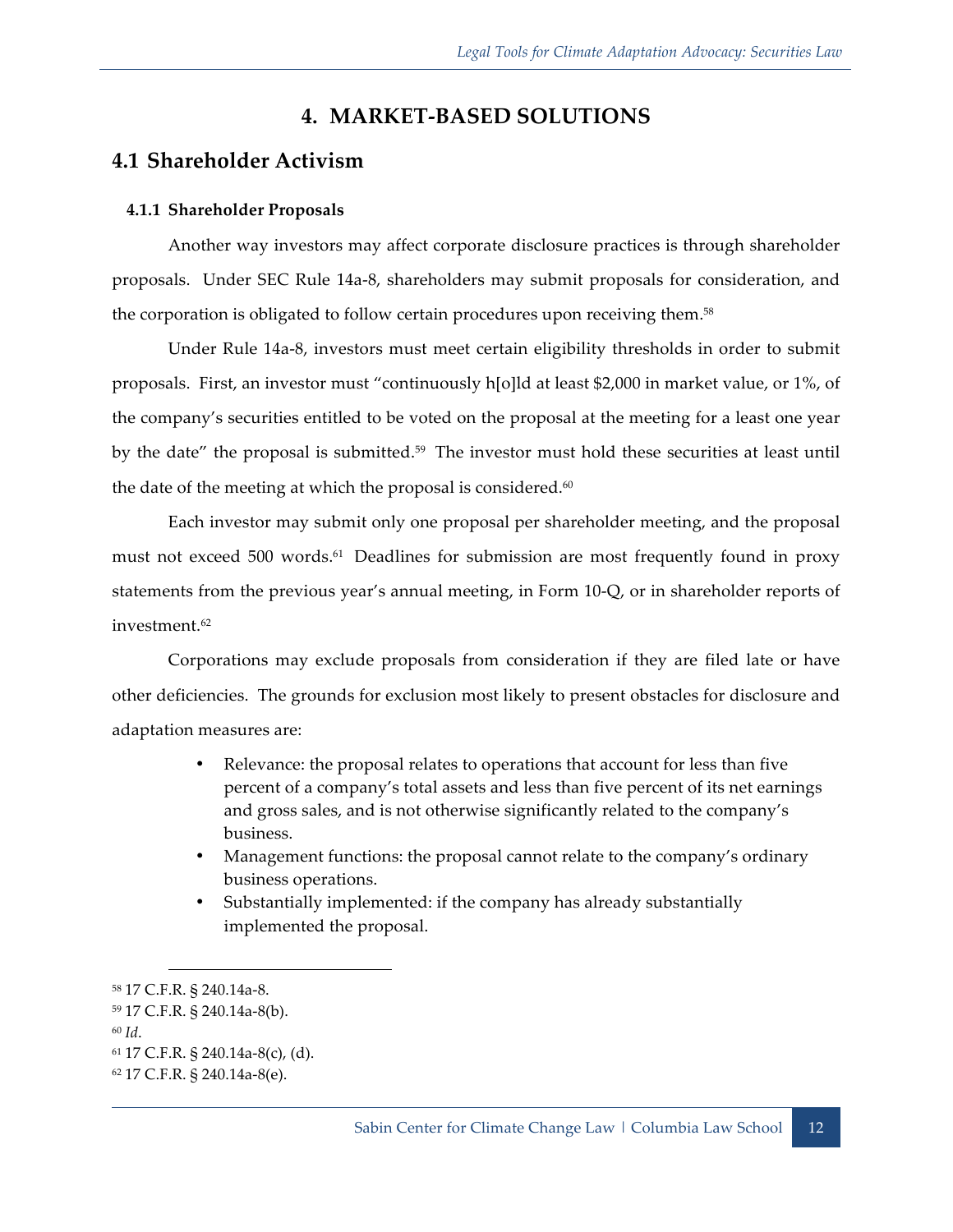# 4. MARKET-BASED SOLUTIONS

## 4.1 Shareholder Activism

### 4.1.1 Shareholder Proposals

Another way investors may affect corporate disclosure practices is through shareholder proposals. Under SEC Rule 14a-8, shareholders may submit proposals for consideration, and the corporation is obligated to follow certain procedures upon receiving them.[58]

Under Rule 14a-8, investors must meet certain eligibility thresholds in order to submit proposals. First, an investor must "continuously h[o]ld at least $2,000 in market value, or 1%, of the company's securities entitled to be voted on the proposal at the meeting for a least one year by the date" the proposal is submitted.[59] The investor must hold these securities at least until the date of the meeting at which the proposal is considered.[60]

Each investor may submit only one proposal per shareholder meeting, and the proposal must not exceed 500 words.[61] Deadlines for submission are most frequently found in proxy statements from the previous year's annual meeting, in Form 10-Q, or in shareholder reports of investment.[62]

Corporations may exclude proposals from consideration if they are filed late or have other deficiencies. The grounds for exclusion most likely to present obstacles for disclosure and adaptation measures are:

- Relevance: the proposal relates to operations that account for less than five percent of a company's total assets and less than five percent of its net earnings and gross sales, and is not otherwise significantly related to the company's business.
- Management functions: the proposal cannot relate to the company's ordinary business operations.
- Substantially implemented: if the company has already substantially implemented the proposal.

---

[58] 17 C.F.R. § 240.14a-8.

[59] 17 C.F.R. § 240.14a-8(b).

[60] *Id*.

[61] 17 C.F.R. § 240.14a-8(c), (d).

[62] 17 C.F.R. § 240.14a-8(e).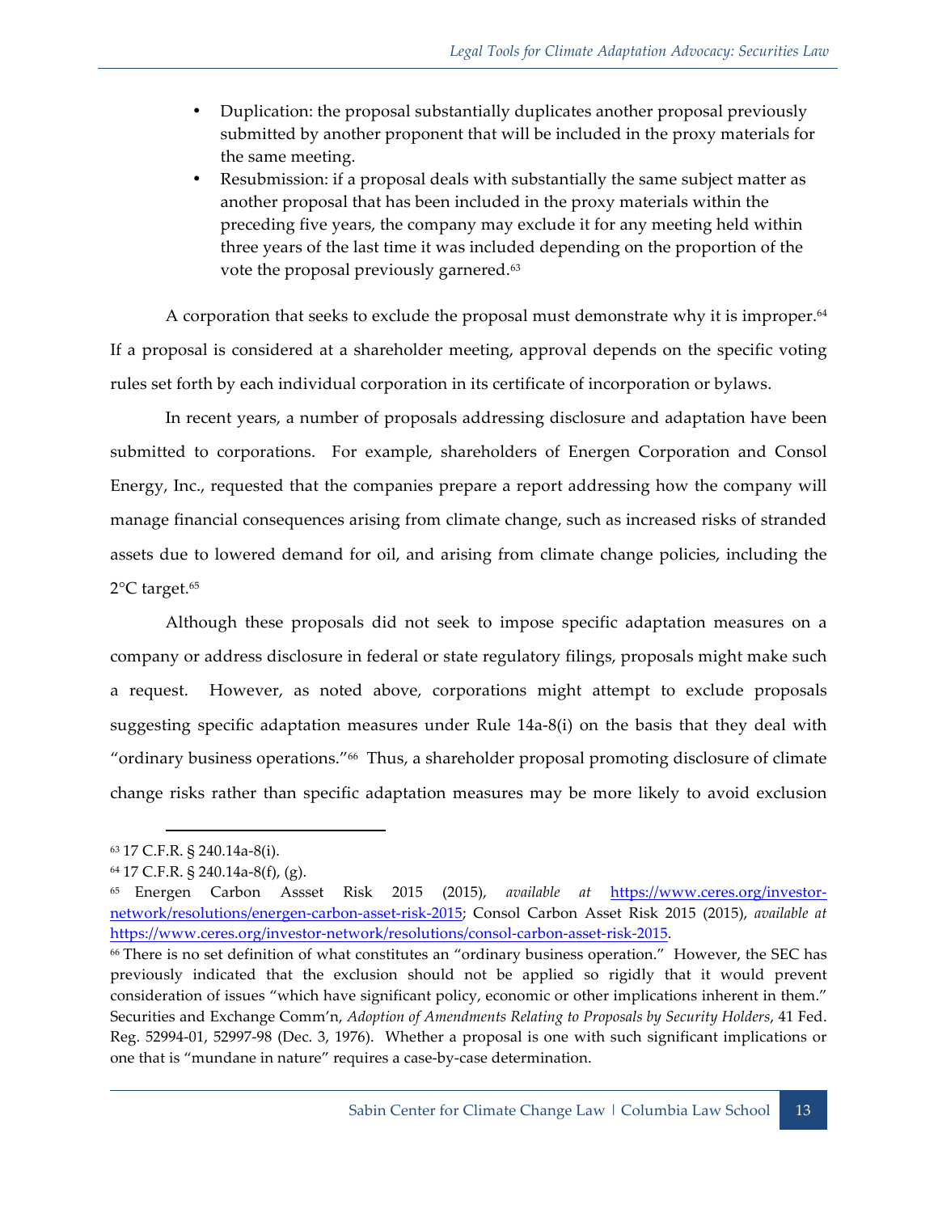- Duplication: the proposal substantially duplicates another proposal previously submitted by another proponent that will be included in the proxy materials for the same meeting.
- Resubmission: if a proposal deals with substantially the same subject matter as another proposal that has been included in the proxy materials within the preceding five years, the company may exclude it for any meeting held within three years of the last time it was included depending on the proportion of the vote the proposal previously garnered.[63]

A corporation that seeks to exclude the proposal must demonstrate why it is improper.[64] If a proposal is considered at a shareholder meeting, approval depends on the specific voting rules set forth by each individual corporation in its certificate of incorporation or bylaws.

In recent years, a number of proposals addressing disclosure and adaptation have been submitted to corporations. For example, shareholders of Energen Corporation and Consol Energy, Inc., requested that the companies prepare a report addressing how the company will manage financial consequences arising from climate change, such as increased risks of stranded assets due to lowered demand for oil, and arising from climate change policies, including the 2°C target.[65]

Although these proposals did not seek to impose specific adaptation measures on a company or address disclosure in federal or state regulatory filings, proposals might make such a request. However, as noted above, corporations might attempt to exclude proposals suggesting specific adaptation measures under Rule 14a-8(i) on the basis that they deal with "ordinary business operations."[66] Thus, a shareholder proposal promoting disclosure of climate change risks rather than specific adaptation measures may be more likely to avoid exclusion

---

[63] 17 C.F.R. § 240.14a-8(i).

[64] 17 C.F.R. § 240.14a-8(f), (g).

[65] Energen Carbon Assset Risk 2015 (2015), *available at* https://www.ceres.org/investor-network/resolutions/energen-carbon-asset-risk-2015; Consol Carbon Asset Risk 2015 (2015), *available at* https://www.ceres.org/investor-network/resolutions/consol-carbon-asset-risk-2015.

[66] There is no set definition of what constitutes an "ordinary business operation." However, the SEC has previously indicated that the exclusion should not be applied so rigidly that it would prevent consideration of issues "which have significant policy, economic or other implications inherent in them." Securities and Exchange Comm'n, *Adoption of Amendments Relating to Proposals by Security Holders*, 41 Fed. Reg. 52994-01, 52997-98 (Dec. 3, 1976). Whether a proposal is one with such significant implications or one that is "mundane in nature" requires a case-by-case determination.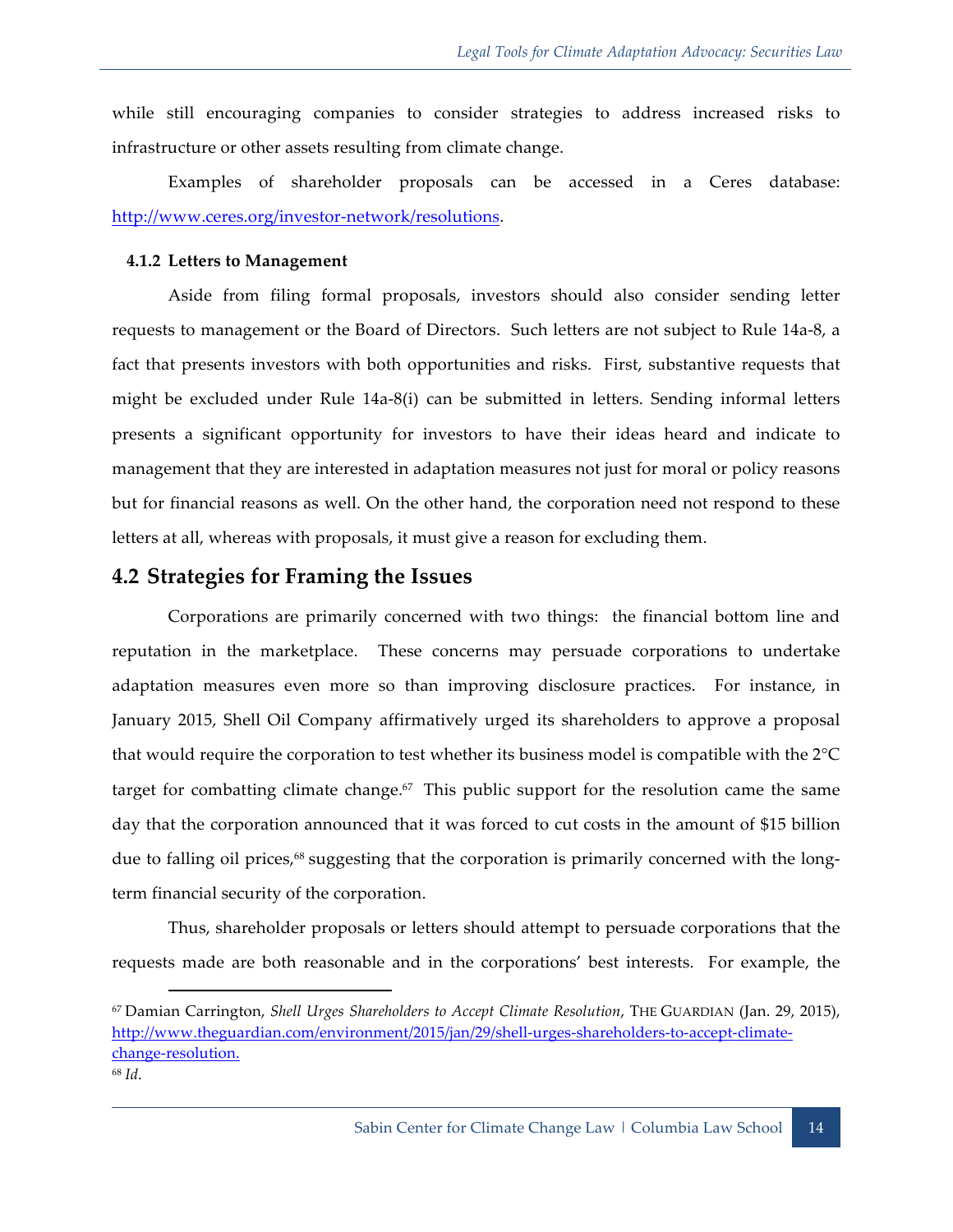while still encouraging companies to consider strategies to address increased risks to infrastructure or other assets resulting from climate change.

Examples of shareholder proposals can be accessed in a Ceres database: http://www.ceres.org/investor-network/resolutions.

#### 4.1.2 Letters to Management

Aside from filing formal proposals, investors should also consider sending letter requests to management or the Board of Directors. Such letters are not subject to Rule 14a-8, a fact that presents investors with both opportunities and risks. First, substantive requests that might be excluded under Rule 14a-8(i) can be submitted in letters. Sending informal letters presents a significant opportunity for investors to have their ideas heard and indicate to management that they are interested in adaptation measures not just for moral or policy reasons but for financial reasons as well. On the other hand, the corporation need not respond to these letters at all, whereas with proposals, it must give a reason for excluding them.

## 4.2 Strategies for Framing the Issues

Corporations are primarily concerned with two things: the financial bottom line and reputation in the marketplace. These concerns may persuade corporations to undertake adaptation measures even more so than improving disclosure practices. For instance, in January 2015, Shell Oil Company affirmatively urged its shareholders to approve a proposal that would require the corporation to test whether its business model is compatible with the 2°C target for combatting climate change.[67] This public support for the resolution came the same day that the corporation announced that it was forced to cut costs in the amount of $15 billion due to falling oil prices,[68] suggesting that the corporation is primarily concerned with the long-term financial security of the corporation.

Thus, shareholder proposals or letters should attempt to persuade corporations that the requests made are both reasonable and in the corporations' best interests. For example, the

---

[67] Damian Carrington, *Shell Urges Shareholders to Accept Climate Resolution*, THE GUARDIAN (Jan. 29, 2015), http://www.theguardian.com/environment/2015/jan/29/shell-urges-shareholders-to-accept-climate-change-resolution.

[68] *Id*.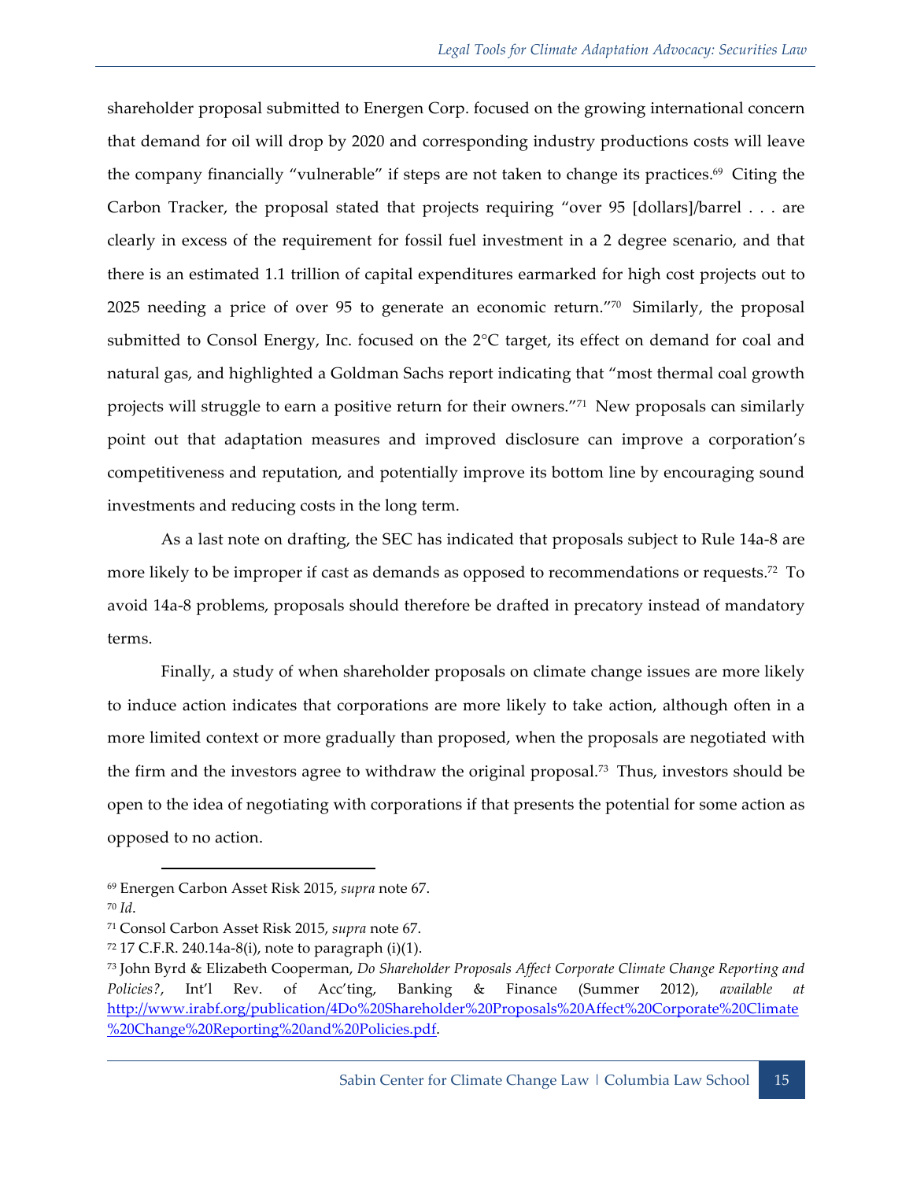shareholder proposal submitted to Energen Corp. focused on the growing international concern that demand for oil will drop by 2020 and corresponding industry productions costs will leave the company financially "vulnerable" if steps are not taken to change its practices.[69] Citing the Carbon Tracker, the proposal stated that projects requiring "over 95 [dollars]/barrel . . . are clearly in excess of the requirement for fossil fuel investment in a 2 degree scenario, and that there is an estimated 1.1 trillion of capital expenditures earmarked for high cost projects out to 2025 needing a price of over 95 to generate an economic return."[70] Similarly, the proposal submitted to Consol Energy, Inc. focused on the 2°C target, its effect on demand for coal and natural gas, and highlighted a Goldman Sachs report indicating that "most thermal coal growth projects will struggle to earn a positive return for their owners."[71] New proposals can similarly point out that adaptation measures and improved disclosure can improve a corporation's competitiveness and reputation, and potentially improve its bottom line by encouraging sound investments and reducing costs in the long term.

As a last note on drafting, the SEC has indicated that proposals subject to Rule 14a-8 are more likely to be improper if cast as demands as opposed to recommendations or requests.[72] To avoid 14a-8 problems, proposals should therefore be drafted in precatory instead of mandatory terms.

Finally, a study of when shareholder proposals on climate change issues are more likely to induce action indicates that corporations are more likely to take action, although often in a more limited context or more gradually than proposed, when the proposals are negotiated with the firm and the investors agree to withdraw the original proposal.[73] Thus, investors should be open to the idea of negotiating with corporations if that presents the potential for some action as opposed to no action.

---

[69] Energen Carbon Asset Risk 2015, *supra* note 67.

[70] *Id*.

[71] Consol Carbon Asset Risk 2015, *supra* note 67.

[72] 17 C.F.R. 240.14a-8(i), note to paragraph (i)(1).

[73] John Byrd & Elizabeth Cooperman, *Do Shareholder Proposals Affect Corporate Climate Change Reporting and Policies?*, Int'l Rev. of Acc'ting, Banking & Finance (Summer 2012), *available at* http://www.irabf.org/publication/4Do%20Shareholder%20Proposals%20Affect%20Corporate%20Climate%20Change%20Reporting%20and%20Policies.pdf.